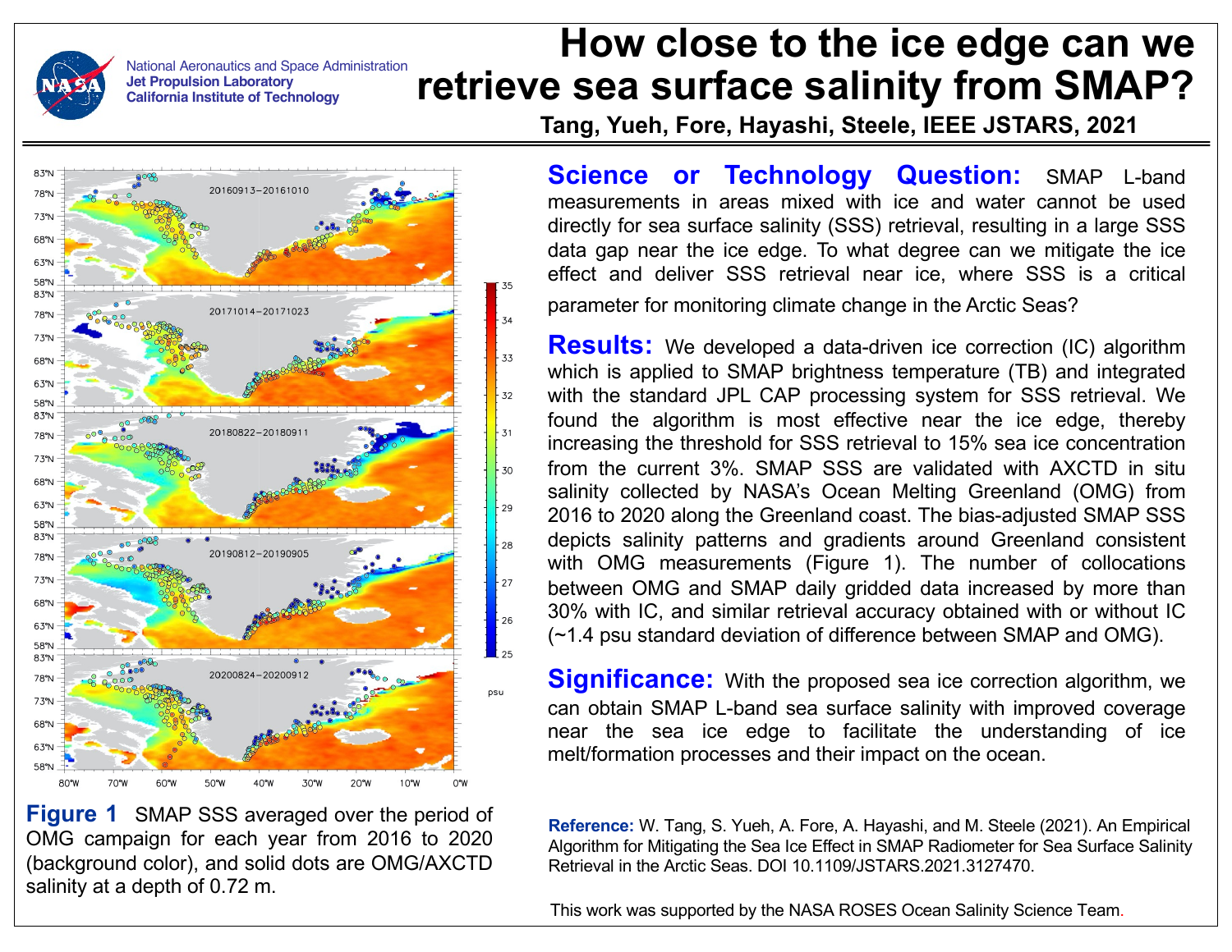National Aeronautics and Space Administration
**Jet Propulsion Laboratory**
**California Institute of Technology**

# How close to the ice edge can we retrieve sea surface salinity from SMAP?

**Tang, Yueh, Fore, Hayashi, Steele, IEEE JSTARS, 2021**

**Figure 1** SMAP SSS averaged over the period of OMG campaign for each year from 2016 to 2020 (background color), and solid dots are OMG/AXCTD salinity at a depth of 0.72 m.

**Science or Technology Question:** SMAP L-band measurements in areas mixed with ice and water cannot be used directly for sea surface salinity (SSS) retrieval, resulting in a large SSS data gap near the ice edge. To what degree can we mitigate the ice effect and deliver SSS retrieval near ice, where SSS is a critical parameter for monitoring climate change in the Arctic Seas?

**Results:** We developed a data-driven ice correction (IC) algorithm which is applied to SMAP brightness temperature (TB) and integrated with the standard JPL CAP processing system for SSS retrieval. We found the algorithm is most effective near the ice edge, thereby increasing the threshold for SSS retrieval to 15% sea ice concentration from the current 3%. SMAP SSS are validated with AXCTD in situ salinity collected by NASA's Ocean Melting Greenland (OMG) from 2016 to 2020 along the Greenland coast. The bias-adjusted SMAP SSS depicts salinity patterns and gradients around Greenland consistent with OMG measurements (Figure 1). The number of collocations between OMG and SMAP daily gridded data increased by more than 30% with IC, and similar retrieval accuracy obtained with or without IC (~1.4 psu standard deviation of difference between SMAP and OMG).

**Significance:** With the proposed sea ice correction algorithm, we can obtain SMAP L-band sea surface salinity with improved coverage near the sea ice edge to facilitate the understanding of ice melt/formation processes and their impact on the ocean.

**Reference:** W. Tang, S. Yueh, A. Fore, A. Hayashi, and M. Steele (2021). An Empirical Algorithm for Mitigating the Sea Ice Effect in SMAP Radiometer for Sea Surface Salinity Retrieval in the Arctic Seas. DOI 10.1109/JSTARS.2021.3127470.

This work was supported by the NASA ROSES Ocean Salinity Science Team.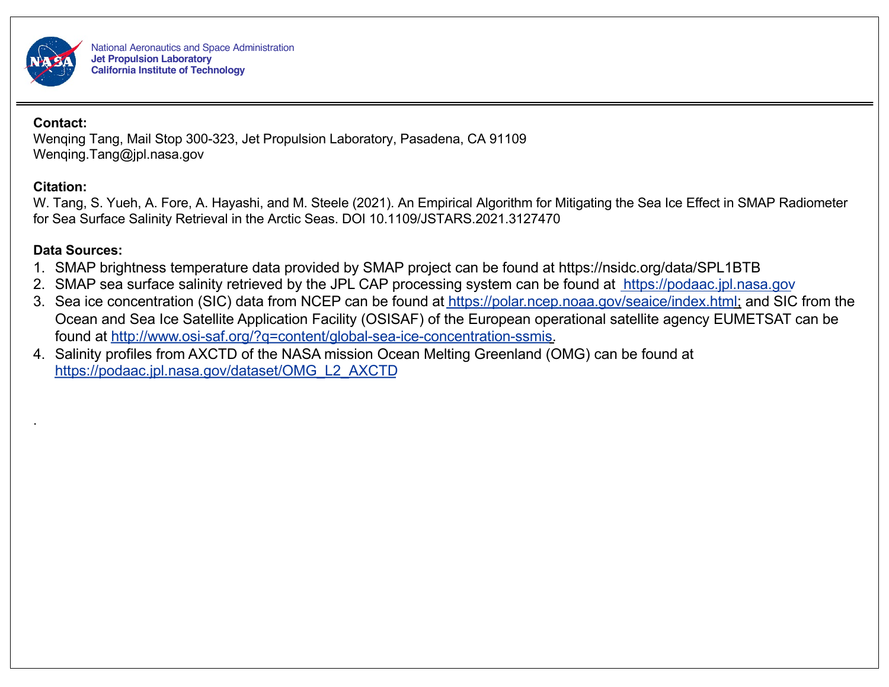National Aeronautics and Space Administration
**Jet Propulsion Laboratory**
**California Institute of Technology**

**Contact:**
Wenqing Tang, Mail Stop 300-323, Jet Propulsion Laboratory, Pasadena, CA 91109
Wenqing.Tang@jpl.nasa.gov

**Citation:**
W. Tang, S. Yueh, A. Fore, A. Hayashi, and M. Steele (2021). An Empirical Algorithm for Mitigating the Sea Ice Effect in SMAP Radiometer for Sea Surface Salinity Retrieval in the Arctic Seas. DOI 10.1109/JSTARS.2021.3127470

**Data Sources:**

1. SMAP brightness temperature data provided by SMAP project can be found at https://nsidc.org/data/SPL1BTB
2. SMAP sea surface salinity retrieved by the JPL CAP processing system can be found at https://podaac.jpl.nasa.gov
3. Sea ice concentration (SIC) data from NCEP can be found at https://polar.ncep.noaa.gov/seaice/index.html; and SIC from the Ocean and Sea Ice Satellite Application Facility (OSISAF) of the European operational satellite agency EUMETSAT can be found at http://www.osi-saf.org/?q=content/global-sea-ice-concentration-ssmis.
4. Salinity profiles from AXCTD of the NASA mission Ocean Melting Greenland (OMG) can be found at https://podaac.jpl.nasa.gov/dataset/OMG_L2_AXCTD

.